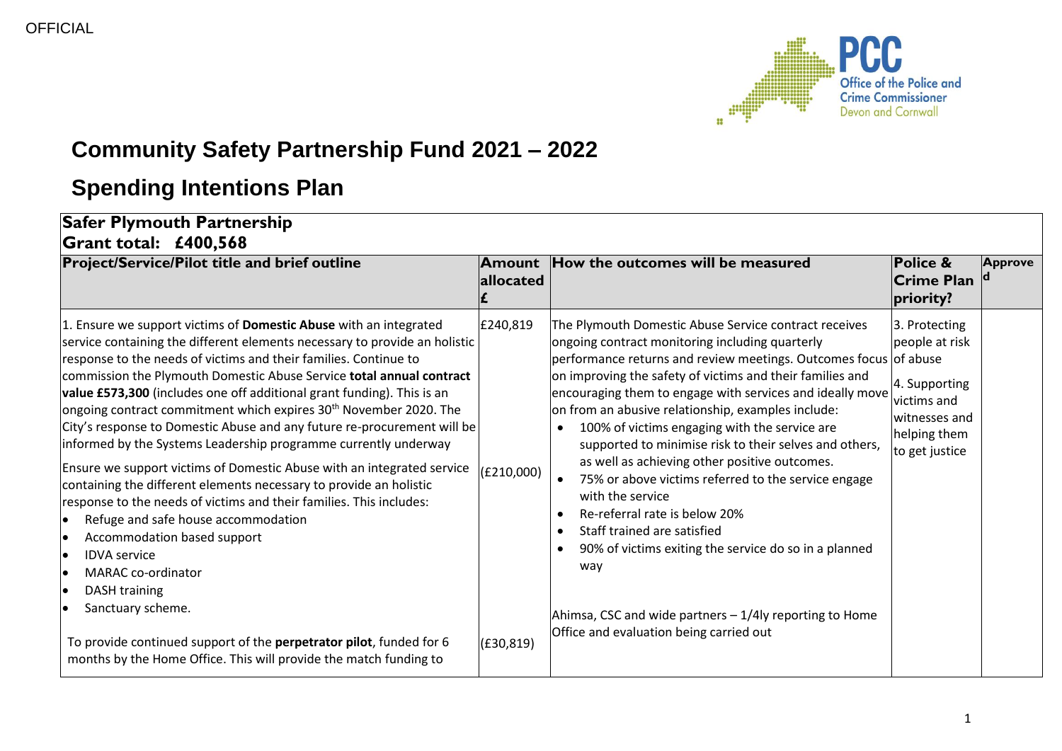OFFICIAL

# Community Safety Partnership Fund 2021 – 2022

# Spending Intentions Plan

| **Safer Plymouth Partnership**<br>**Grant total: £400,568** | | | | |
|---|---|---|---|---|
| **Project/Service/Pilot title and brief outline** | **Amount allocated £** | **How the outcomes will be measured** | **Police & Crime Plan priority?** | **Approved** |
| 1. Ensure we support victims of **Domestic Abuse** with an integrated service containing the different elements necessary to provide an holistic response to the needs of victims and their families. Continue to commission the Plymouth Domestic Abuse Service **total annual contract value £573,300** (includes one off additional grant funding). This is an ongoing contract commitment which expires 30th November 2020. The City's response to Domestic Abuse and any future re-procurement will be informed by the Systems Leadership programme currently underway<br><br>Ensure we support victims of Domestic Abuse with an integrated service containing the different elements necessary to provide an holistic response to the needs of victims and their families. This includes:<br>• Refuge and safe house accommodation<br>• Accommodation based support<br>• IDVA service<br>• MARAC co-ordinator<br>• DASH training<br>• Sanctuary scheme.<br><br>To provide continued support of the **perpetrator pilot**, funded for 6 months by the Home Office. This will provide the match funding to | £240,819<br><br><br><br><br><br><br>(£210,000)<br><br><br><br><br><br><br><br><br>(£30,819) | The Plymouth Domestic Abuse Service contract receives ongoing contract monitoring including quarterly performance returns and review meetings. Outcomes focus on improving the safety of victims and their families and encouraging them to engage with services and ideally move on from an abusive relationship, examples include:<br>• 100% of victims engaging with the service are supported to minimise risk to their selves and others, as well as achieving other positive outcomes.<br>• 75% or above victims referred to the service engage with the service<br>• Re-referral rate is below 20%<br>• Staff trained are satisfied<br>• 90% of victims exiting the service do so in a planned way<br><br>Ahimsa, CSC and wide partners – 1/4ly reporting to Home Office and evaluation being carried out | 3. Protecting people at risk of abuse<br><br>4. Supporting victims and witnesses and helping them to get justice | |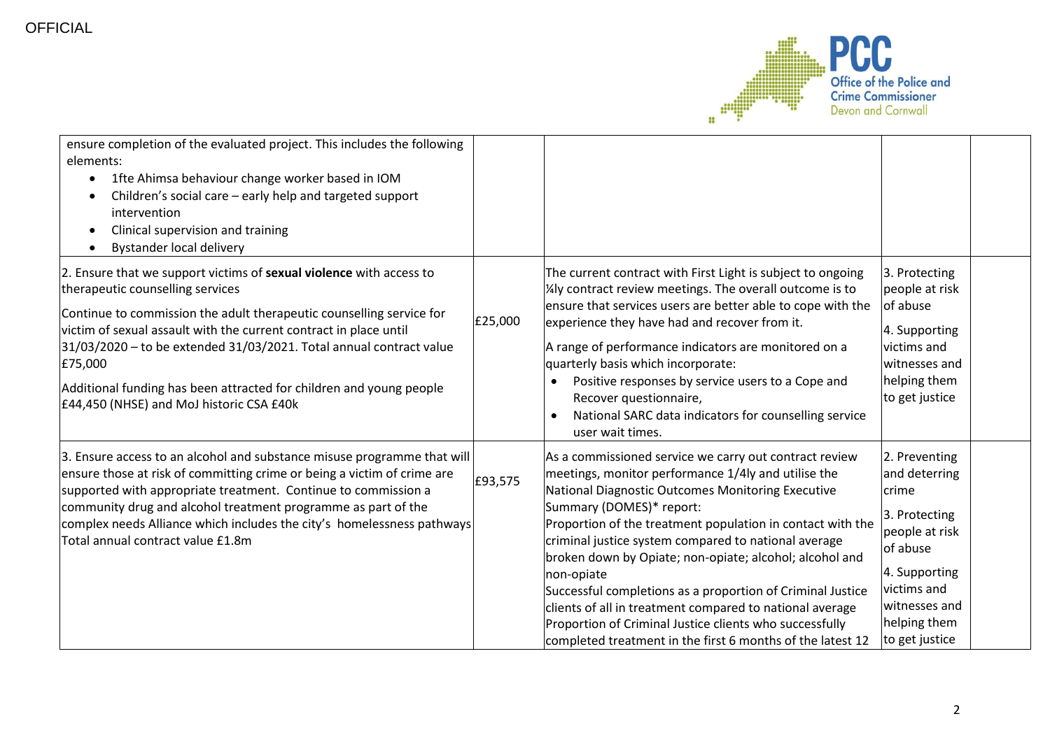| | | | | |
|---|---|---|---|---|
| ensure completion of the evaluated project. This includes the following elements:<br>• 1fte Ahimsa behaviour change worker based in IOM<br>• Children's social care – early help and targeted support intervention<br>• Clinical supervision and training<br>• Bystander local delivery | | | | |
| 2. Ensure that we support victims of **sexual violence** with access to therapeutic counselling services<br><br>Continue to commission the adult therapeutic counselling service for victim of sexual assault with the current contract in place until 31/03/2020 – to be extended 31/03/2021. Total annual contract value £75,000<br><br>Additional funding has been attracted for children and young people £44,450 (NHSE) and MoJ historic CSA £40k | £25,000 | The current contract with First Light is subject to ongoing ¼ly contract review meetings. The overall outcome is to ensure that services users are better able to cope with the experience they have had and recover from it.<br><br>A range of performance indicators are monitored on a quarterly basis which incorporate:<br>• Positive responses by service users to a Cope and Recover questionnaire,<br>• National SARC data indicators for counselling service user wait times. | 3. Protecting people at risk of abuse<br><br>4. Supporting victims and witnesses and helping them to get justice | |
| 3. Ensure access to an alcohol and substance misuse programme that will ensure those at risk of committing crime or being a victim of crime are supported with appropriate treatment. Continue to commission a community drug and alcohol treatment programme as part of the complex needs Alliance which includes the city's homelessness pathways Total annual contract value £1.8m | £93,575 | As a commissioned service we carry out contract review meetings, monitor performance 1/4ly and utilise the National Diagnostic Outcomes Monitoring Executive Summary (DOMES)* report:<br>Proportion of the treatment population in contact with the criminal justice system compared to national average broken down by Opiate; non-opiate; alcohol; alcohol and non-opiate<br>Successful completions as a proportion of Criminal Justice clients of all in treatment compared to national average<br>Proportion of Criminal Justice clients who successfully completed treatment in the first 6 months of the latest 12 | 2. Preventing and deterring crime<br><br>3. Protecting people at risk of abuse<br><br>4. Supporting victims and witnesses and helping them to get justice | |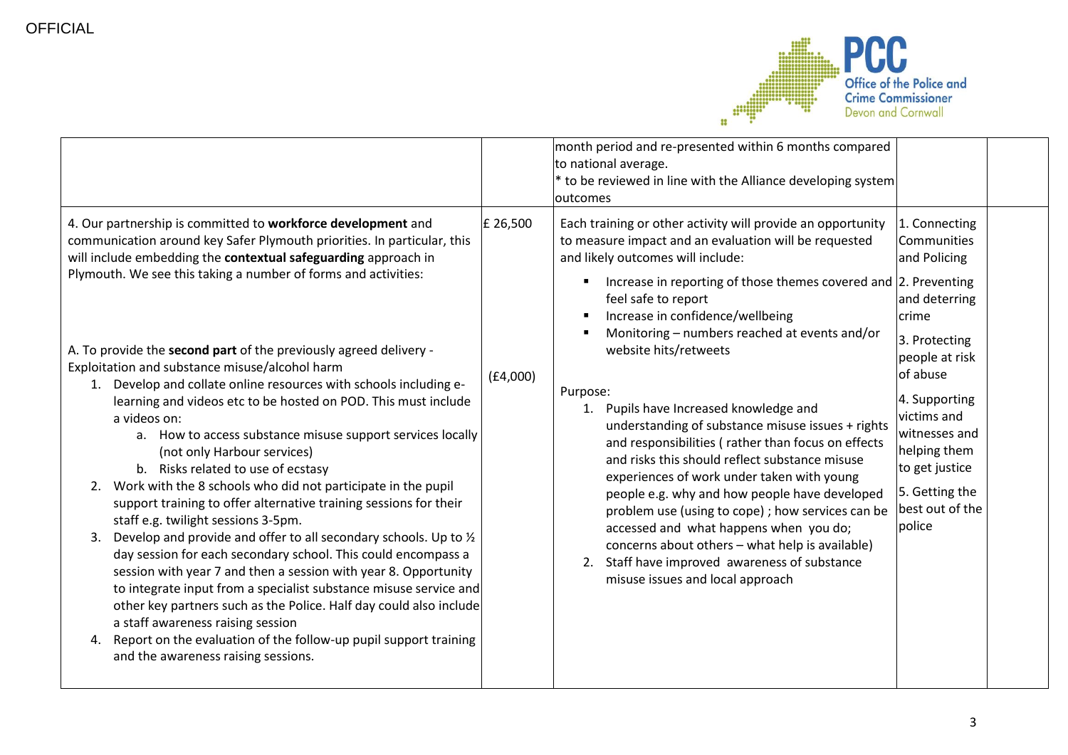| | | | | |
|---|---|---|---|---|
| | | month period and re-presented within 6 months compared to national average.<br>* to be reviewed in line with the Alliance developing system outcomes | | |
| 4. Our partnership is committed to **workforce development** and communication around key Safer Plymouth priorities. In particular, this will include embedding the **contextual safeguarding** approach in Plymouth. We see this taking a number of forms and activities:<br><br>A. To provide the **second part** of the previously agreed delivery - Exploitation and substance misuse/alcohol harm<br>1. Develop and collate online resources with schools including e-learning and videos etc to be hosted on POD. This must include a videos on:<br>a. How to access substance misuse support services locally (not only Harbour services)<br>b. Risks related to use of ecstasy<br>2. Work with the 8 schools who did not participate in the pupil support training to offer alternative training sessions for their staff e.g. twilight sessions 3-5pm.<br>3. Develop and provide and offer to all secondary schools. Up to ½ day session for each secondary school. This could encompass a session with year 7 and then a session with year 8. Opportunity to integrate input from a specialist substance misuse service and other key partners such as the Police. Half day could also include a staff awareness raising session<br>4. Report on the evaluation of the follow-up pupil support training and the awareness raising sessions. | £ 26,500<br><br>(£4,000) | Each training or other activity will provide an opportunity to measure impact and an evaluation will be requested and likely outcomes will include:<br>▪ Increase in reporting of those themes covered and feel safe to report<br>▪ Increase in confidence/wellbeing<br>▪ Monitoring – numbers reached at events and/or website hits/retweets<br><br>Purpose:<br>1. Pupils have Increased knowledge and understanding of substance misuse issues + rights and responsibilities ( rather than focus on effects and risks this should reflect substance misuse experiences of work under taken with young people e.g. why and how people have developed problem use (using to cope) ; how services can be accessed and what happens when you do; concerns about others – what help is available)<br>2. Staff have improved awareness of substance misuse issues and local approach | 1. Connecting Communities and Policing<br>2. Preventing and deterring crime<br>3. Protecting people at risk of abuse<br>4. Supporting victims and witnesses and helping them to get justice<br>5. Getting the best out of the police | |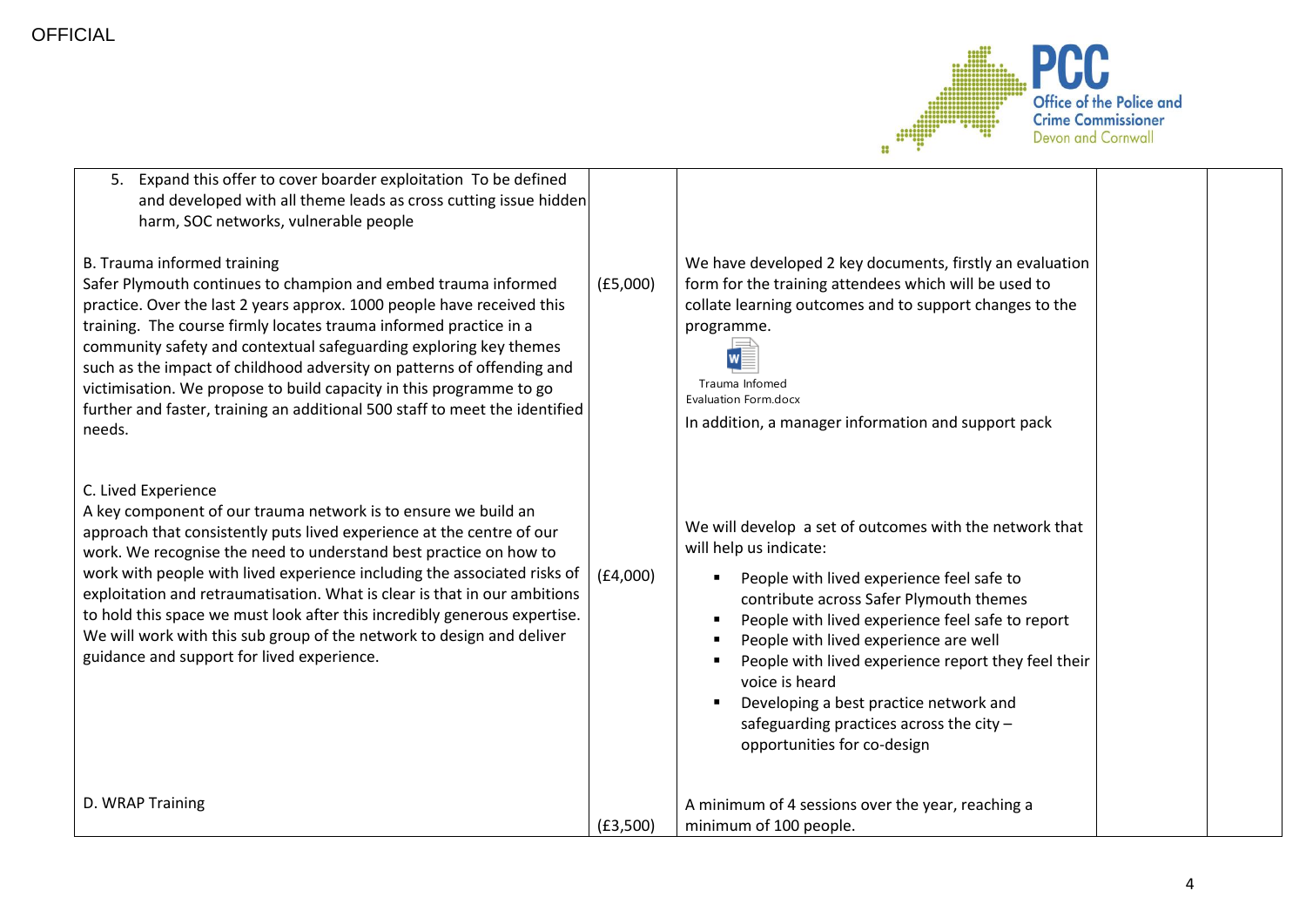| | | | | |
|---|---|---|---|---|
| 5. Expand this offer to cover boarder exploitation To be defined and developed with all theme leads as cross cutting issue hidden harm, SOC networks, vulnerable people | | | | |
| B. Trauma informed training<br>Safer Plymouth continues to champion and embed trauma informed practice. Over the last 2 years approx. 1000 people have received this training. The course firmly locates trauma informed practice in a community safety and contextual safeguarding exploring key themes such as the impact of childhood adversity on patterns of offending and victimisation. We propose to build capacity in this programme to go further and faster, training an additional 500 staff to meet the identified needs. | (£5,000) | We have developed 2 key documents, firstly an evaluation form for the training attendees which will be used to collate learning outcomes and to support changes to the programme.<br>Trauma Infomed Evaluation Form.docx<br>In addition, a manager information and support pack | | |
| C. Lived Experience<br>A key component of our trauma network is to ensure we build an approach that consistently puts lived experience at the centre of our work. We recognise the need to understand best practice on how to work with people with lived experience including the associated risks of exploitation and retraumatisation. What is clear is that in our ambitions to hold this space we must look after this incredibly generous expertise. We will work with this sub group of the network to design and deliver guidance and support for lived experience. | (£4,000) | We will develop a set of outcomes with the network that will help us indicate:<br>▪ People with lived experience feel safe to contribute across Safer Plymouth themes<br>▪ People with lived experience feel safe to report<br>▪ People with lived experience are well<br>▪ People with lived experience report they feel their voice is heard<br>▪ Developing a best practice network and safeguarding practices across the city – opportunities for co-design | | |
| D. WRAP Training | (£3,500) | A minimum of 4 sessions over the year, reaching a minimum of 100 people. | | |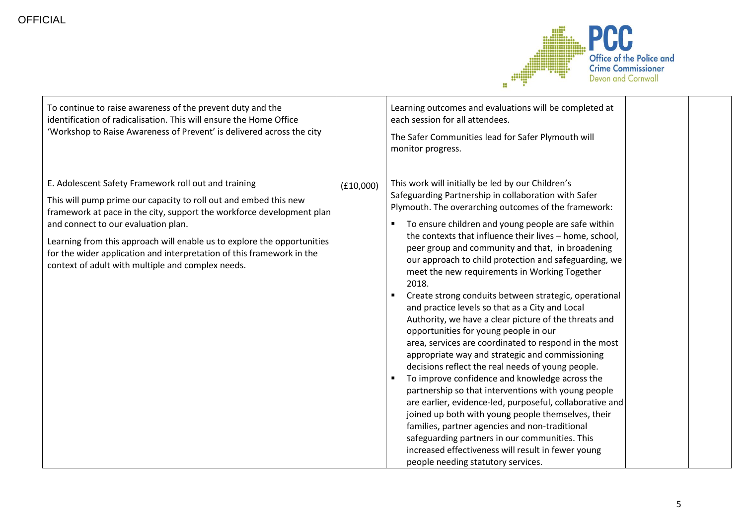| | | | | |
|---|---|---|---|---|
| To continue to raise awareness of the prevent duty and the identification of radicalisation. This will ensure the Home Office 'Workshop to Raise Awareness of Prevent' is delivered across the city | | Learning outcomes and evaluations will be completed at each session for all attendees.<br><br>The Safer Communities lead for Safer Plymouth will monitor progress. | | |
| E. Adolescent Safety Framework roll out and training<br><br>This will pump prime our capacity to roll out and embed this new framework at pace in the city, support the workforce development plan and connect to our evaluation plan.<br><br>Learning from this approach will enable us to explore the opportunities for the wider application and interpretation of this framework in the context of adult with multiple and complex needs. | (£10,000) | This work will initially be led by our Children's Safeguarding Partnership in collaboration with Safer Plymouth. The overarching outcomes of the framework:<br><br>▪ To ensure children and young people are safe within the contexts that influence their lives – home, school, peer group and community and that, in broadening our approach to child protection and safeguarding, we meet the new requirements in Working Together 2018.<br>▪ Create strong conduits between strategic, operational and practice levels so that as a City and Local Authority, we have a clear picture of the threats and opportunities for young people in our area, services are coordinated to respond in the most appropriate way and strategic and commissioning decisions reflect the real needs of young people.<br>▪ To improve confidence and knowledge across the partnership so that interventions with young people are earlier, evidence-led, purposeful, collaborative and joined up both with young people themselves, their families, partner agencies and non-traditional safeguarding partners in our communities. This increased effectiveness will result in fewer young people needing statutory services. | | |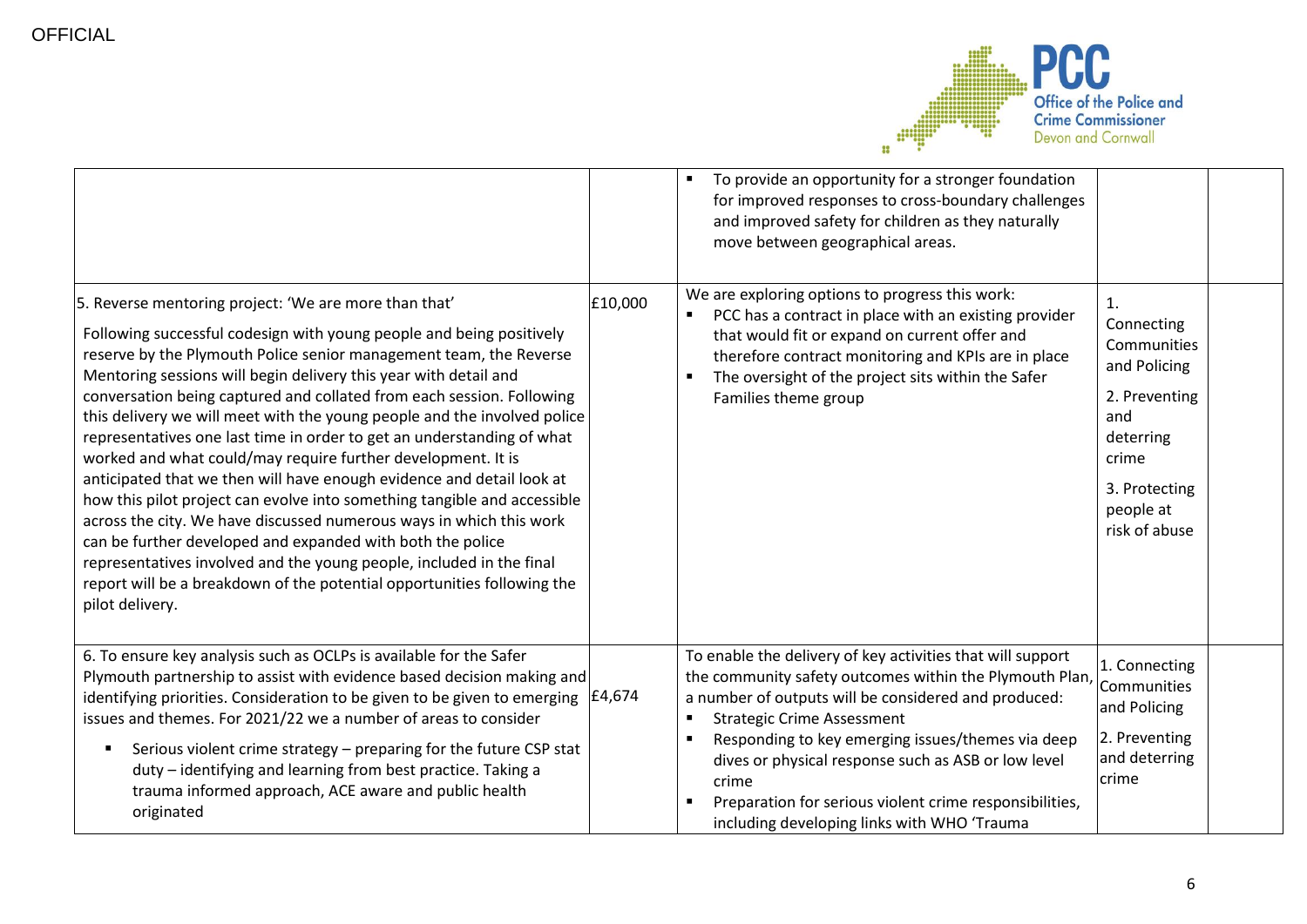OFFICIAL

| | | | | |
|---|---|---|---|---|
| | | ▪ To provide an opportunity for a stronger foundation for improved responses to cross-boundary challenges and improved safety for children as they naturally move between geographical areas. | | |
| 5. Reverse mentoring project: 'We are more than that'<br><br>Following successful codesign with young people and being positively reserve by the Plymouth Police senior management team, the Reverse Mentoring sessions will begin delivery this year with detail and conversation being captured and collated from each session. Following this delivery we will meet with the young people and the involved police representatives one last time in order to get an understanding of what worked and what could/may require further development. It is anticipated that we then will have enough evidence and detail look at how this pilot project can evolve into something tangible and accessible across the city. We have discussed numerous ways in which this work can be further developed and expanded with both the police representatives involved and the young people, included in the final report will be a breakdown of the potential opportunities following the pilot delivery. | £10,000 | We are exploring options to progress this work:<br>▪ PCC has a contract in place with an existing provider that would fit or expand on current offer and therefore contract monitoring and KPIs are in place<br>▪ The oversight of the project sits within the Safer Families theme group | 1. Connecting Communities and Policing<br><br>2. Preventing and deterring crime<br><br>3. Protecting people at risk of abuse | |
| 6. To ensure key analysis such as OCLPs is available for the Safer Plymouth partnership to assist with evidence based decision making and identifying priorities. Consideration to be given to be given to emerging issues and themes. For 2021/22 we a number of areas to consider<br>▪ Serious violent crime strategy – preparing for the future CSP stat duty – identifying and learning from best practice. Taking a trauma informed approach, ACE aware and public health originated | £4,674 | To enable the delivery of key activities that will support the community safety outcomes within the Plymouth Plan, a number of outputs will be considered and produced:<br>▪ Strategic Crime Assessment<br>▪ Responding to key emerging issues/themes via deep dives or physical response such as ASB or low level crime<br>▪ Preparation for serious violent crime responsibilities, including developing links with WHO 'Trauma | 1. Connecting Communities and Policing<br><br>2. Preventing and deterring crime | |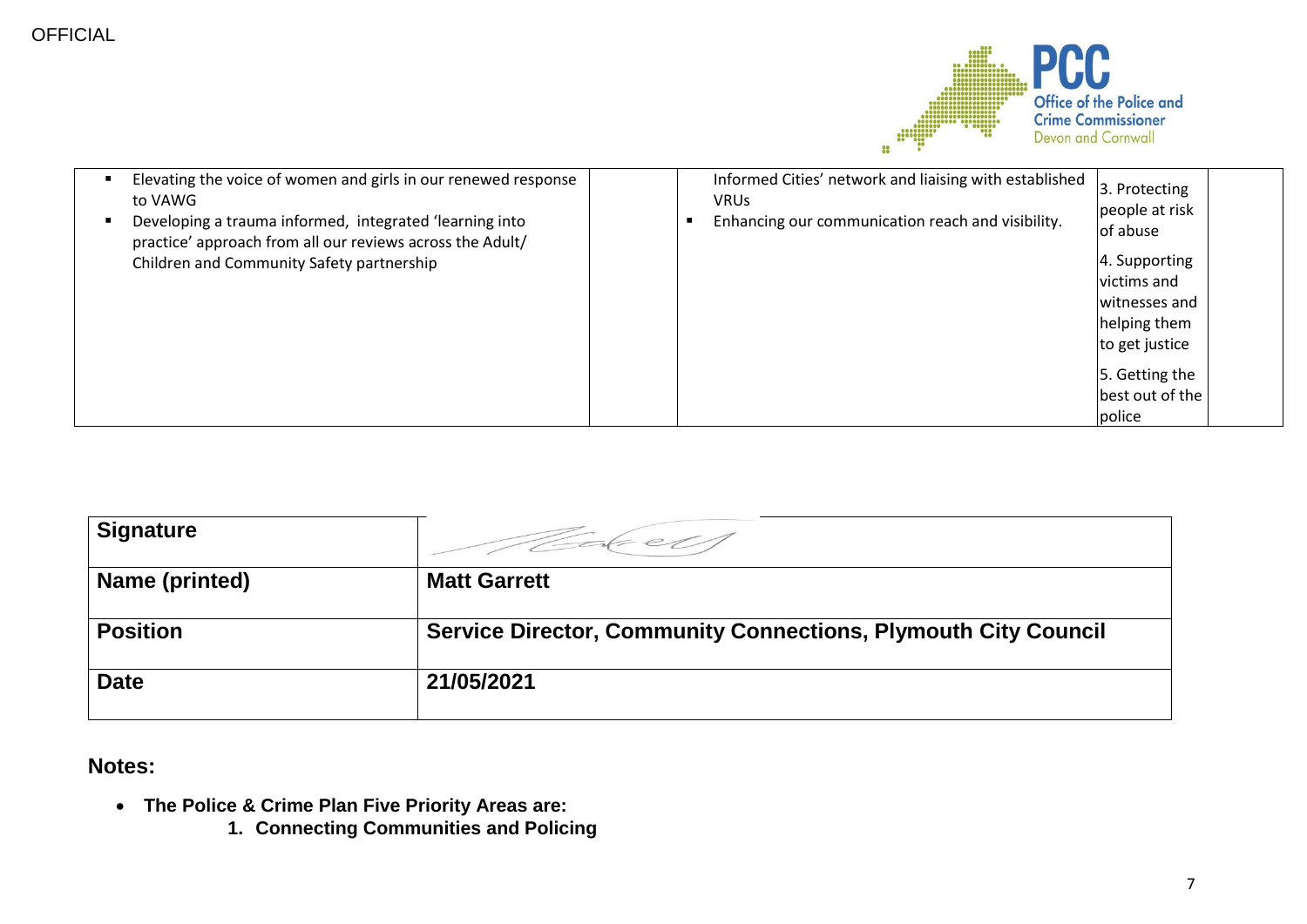| | | | | |
|---|---|---|---|---|
| ▪ Elevating the voice of women and girls in our renewed response to VAWG<br>▪ Developing a trauma informed, integrated 'learning into practice' approach from all our reviews across the Adult/ Children and Community Safety partnership | | Informed Cities' network and liaising with established VRUs<br>▪ Enhancing our communication reach and visibility. | 3. Protecting people at risk of abuse<br>4. Supporting victims and witnesses and helping them to get justice<br>5. Getting the best out of the police | |

| | |
|---|---|
| **Signature** | |
| **Name (printed)** | **Matt Garrett** |
| **Position** | **Service Director, Community Connections, Plymouth City Council** |
| **Date** | **21/05/2021** |

## Notes:

- **The Police & Crime Plan Five Priority Areas are:**
    1. **Connecting Communities and Policing**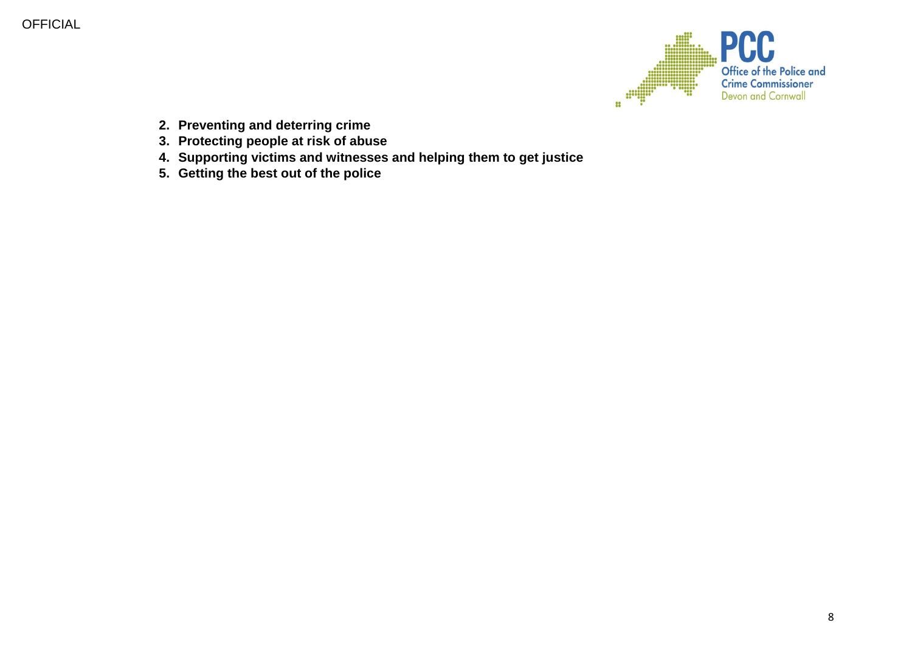2. **Preventing and deterring crime**
3. **Protecting people at risk of abuse**
4. **Supporting victims and witnesses and helping them to get justice**
5. **Getting the best out of the police**